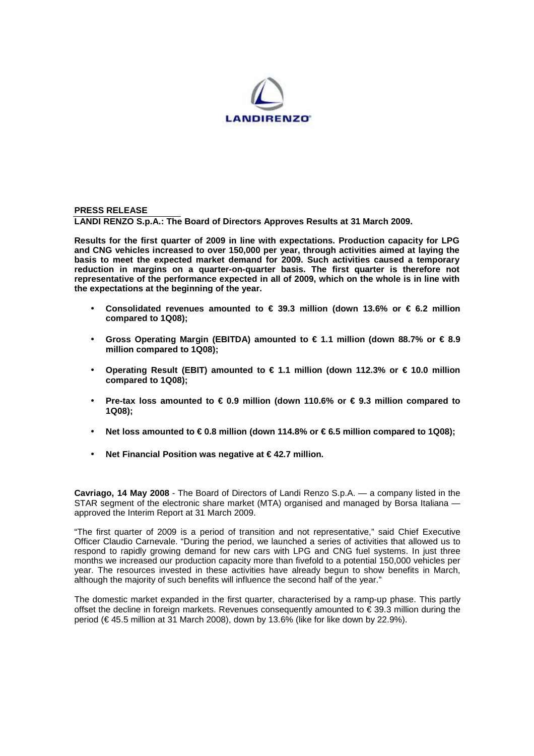**PRESS RELEASE**

**LANDI RENZO S.p.A.: The Board of Directors Approves Results at 31 March 2009.**

**Results for the first quarter of 2009 in line with expectations. Production capacity for LPG and CNG vehicles increased to over 150,000 per year, through activities aimed at laying the basis to meet the expected market demand for 2009. Such activities caused a temporary reduction in margins on a quarter-on-quarter basis. The first quarter is therefore not representative of the performance expected in all of 2009, which on the whole is in line with the expectations at the beginning of the year.**

- **Consolidated revenues amounted to € 39.3 million (down 13.6% or € 6.2 million compared to 1Q08);**
- **Gross Operating Margin (EBITDA) amounted to € 1.1 million (down 88.7% or € 8.9 million compared to 1Q08);**
- **Operating Result (EBIT) amounted to € 1.1 million (down 112.3% or € 10.0 million compared to 1Q08);**
- **Pre-tax loss amounted to € 0.9 million (down 110.6% or € 9.3 million compared to 1Q08);**
- **Net loss amounted to € 0.8 million (down 114.8% or € 6.5 million compared to 1Q08);**
- **Net Financial Position was negative at € 42.7 million.**

**Cavriago, 14 May 2008** - The Board of Directors of Landi Renzo S.p.A. — a company listed in the STAR segment of the electronic share market (MTA) organised and managed by Borsa Italiana — approved the Interim Report at 31 March 2009.

"The first quarter of 2009 is a period of transition and not representative," said Chief Executive Officer Claudio Carnevale. "During the period, we launched a series of activities that allowed us to respond to rapidly growing demand for new cars with LPG and CNG fuel systems. In just three months we increased our production capacity more than fivefold to a potential 150,000 vehicles per year. The resources invested in these activities have already begun to show benefits in March, although the majority of such benefits will influence the second half of the year."

The domestic market expanded in the first quarter, characterised by a ramp-up phase. This partly offset the decline in foreign markets. Revenues consequently amounted to € 39.3 million during the period (€ 45.5 million at 31 March 2008), down by 13.6% (like for like down by 22.9%).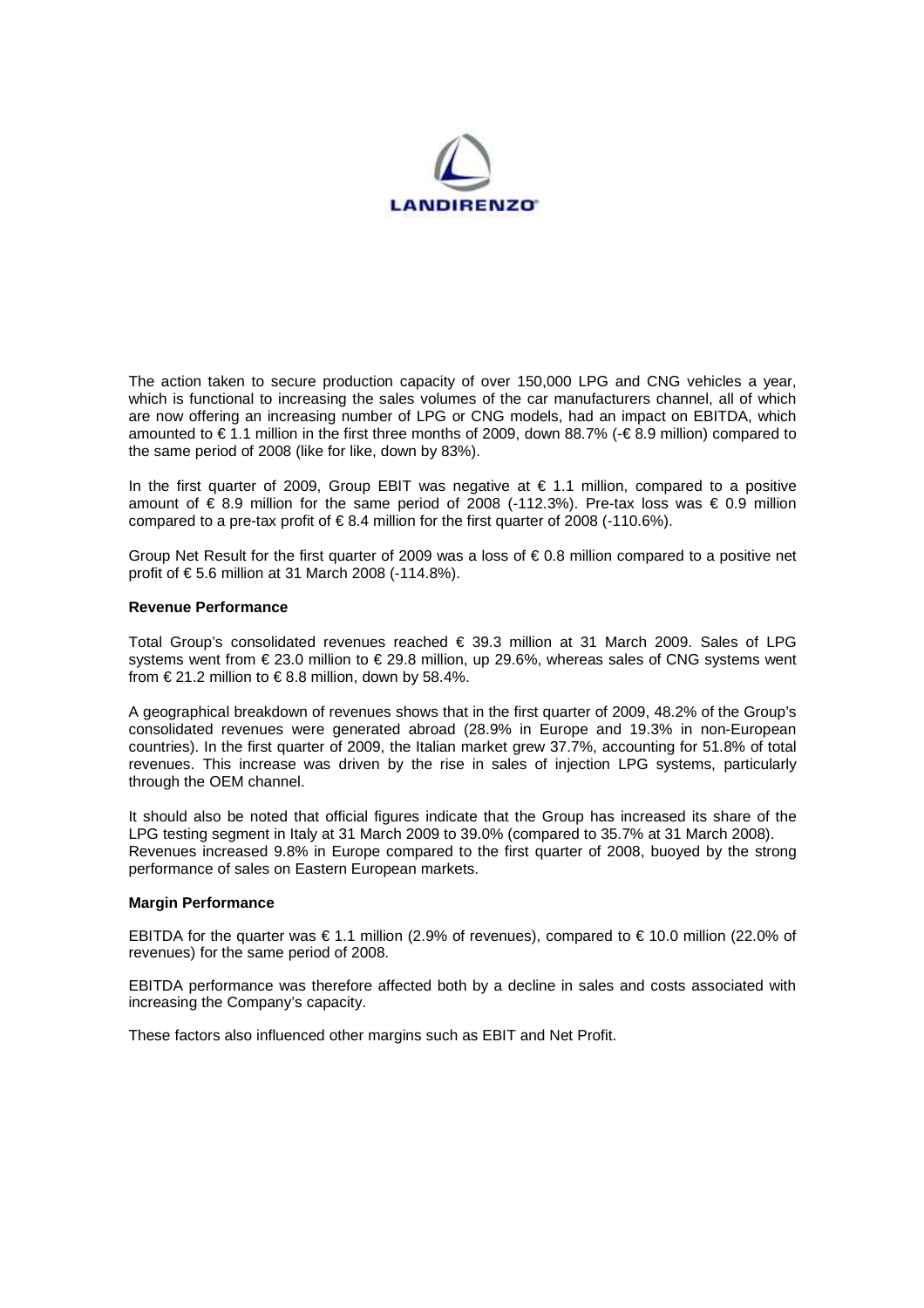The action taken to secure production capacity of over 150,000 LPG and CNG vehicles a year, which is functional to increasing the sales volumes of the car manufacturers channel, all of which are now offering an increasing number of LPG or CNG models, had an impact on EBITDA, which amounted to € 1.1 million in the first three months of 2009, down 88.7% (-€ 8.9 million) compared to the same period of 2008 (like for like, down by 83%).

In the first quarter of 2009, Group EBIT was negative at € 1.1 million, compared to a positive amount of € 8.9 million for the same period of 2008 (-112.3%). Pre-tax loss was € 0.9 million compared to a pre-tax profit of € 8.4 million for the first quarter of 2008 (-110.6%).

Group Net Result for the first quarter of 2009 was a loss of € 0.8 million compared to a positive net profit of € 5.6 million at 31 March 2008 (-114.8%).

**Revenue Performance**

Total Group's consolidated revenues reached € 39.3 million at 31 March 2009. Sales of LPG systems went from € 23.0 million to € 29.8 million, up 29.6%, whereas sales of CNG systems went from € 21.2 million to € 8.8 million, down by 58.4%.

A geographical breakdown of revenues shows that in the first quarter of 2009, 48.2% of the Group's consolidated revenues were generated abroad (28.9% in Europe and 19.3% in non-European countries). In the first quarter of 2009, the Italian market grew 37.7%, accounting for 51.8% of total revenues. This increase was driven by the rise in sales of injection LPG systems, particularly through the OEM channel.

It should also be noted that official figures indicate that the Group has increased its share of the LPG testing segment in Italy at 31 March 2009 to 39.0% (compared to 35.7% at 31 March 2008). Revenues increased 9.8% in Europe compared to the first quarter of 2008, buoyed by the strong performance of sales on Eastern European markets.

**Margin Performance**

EBITDA for the quarter was € 1.1 million (2.9% of revenues), compared to € 10.0 million (22.0% of revenues) for the same period of 2008.

EBITDA performance was therefore affected both by a decline in sales and costs associated with increasing the Company's capacity.

These factors also influenced other margins such as EBIT and Net Profit.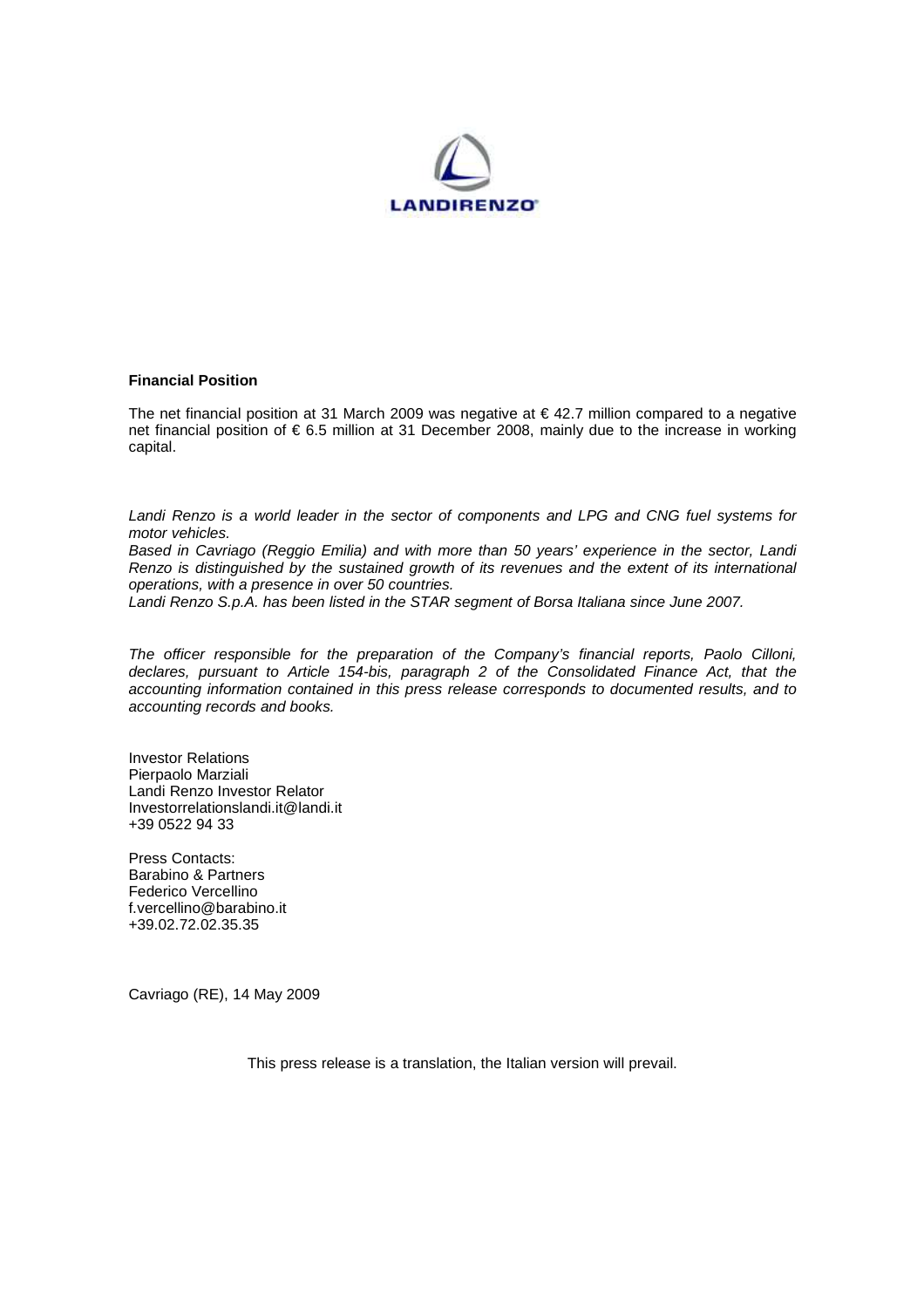**Financial Position**

The net financial position at 31 March 2009 was negative at € 42.7 million compared to a negative net financial position of € 6.5 million at 31 December 2008, mainly due to the increase in working capital.

*Landi Renzo is a world leader in the sector of components and LPG and CNG fuel systems for motor vehicles.*
*Based in Cavriago (Reggio Emilia) and with more than 50 years' experience in the sector, Landi Renzo is distinguished by the sustained growth of its revenues and the extent of its international operations, with a presence in over 50 countries.*
*Landi Renzo S.p.A. has been listed in the STAR segment of Borsa Italiana since June 2007.*

*The officer responsible for the preparation of the Company's financial reports, Paolo Cilloni, declares, pursuant to Article 154-bis, paragraph 2 of the Consolidated Finance Act, that the accounting information contained in this press release corresponds to documented results, and to accounting records and books.*

Investor Relations
Pierpaolo Marziali
Landi Renzo Investor Relator
Investorrelationslandi.it@landi.it
+39 0522 94 33

Press Contacts:
Barabino & Partners
Federico Vercellino
f.vercellino@barabino.it
+39.02.72.02.35.35

Cavriago (RE), 14 May 2009

This press release is a translation, the Italian version will prevail.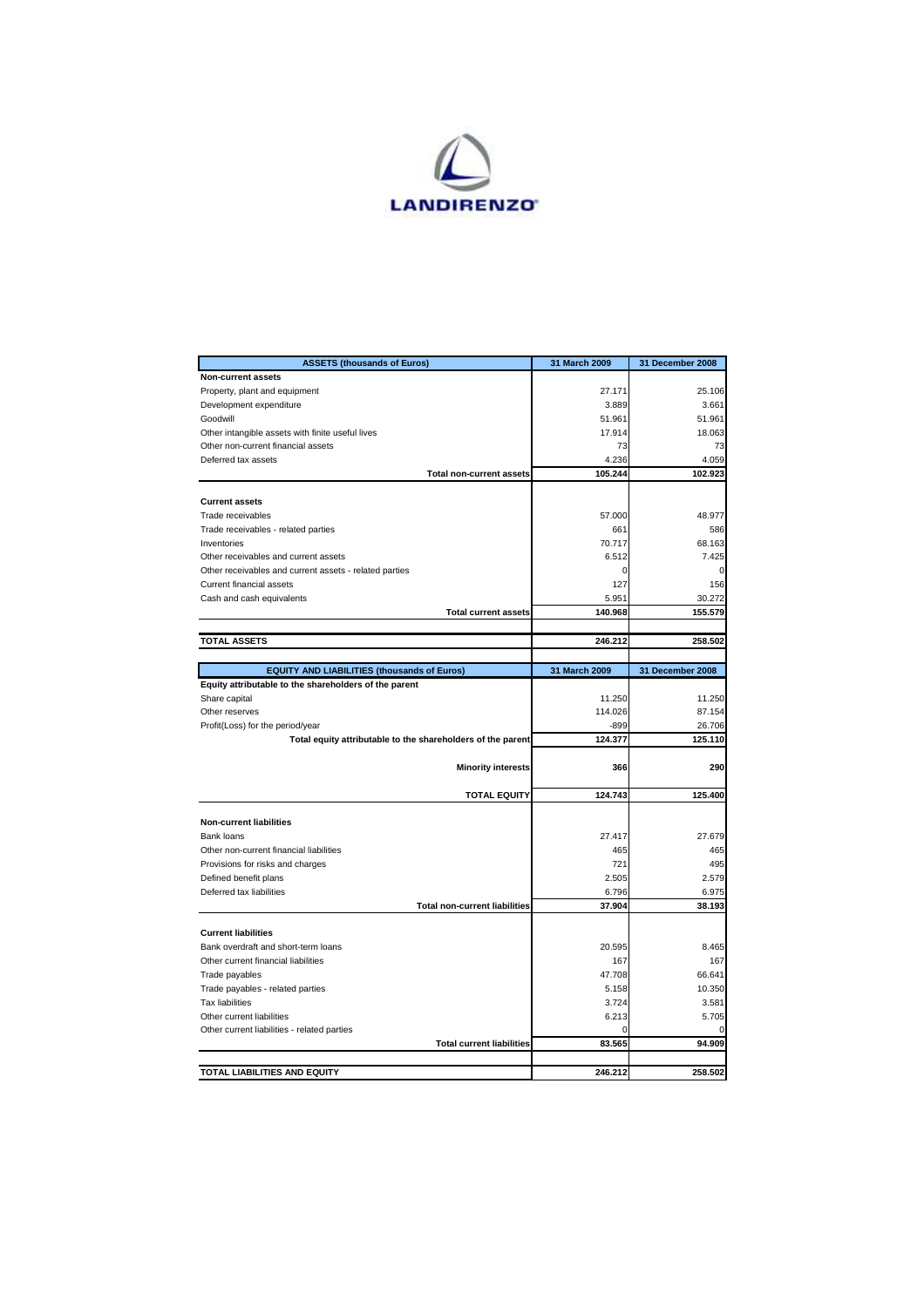**LANDIRENZO**

| ASSETS (thousands of Euros) | 31 March 2009 | 31 December 2008 |
|---|---|---|
| **Non-current assets** | | |
| Property, plant and equipment | 27.171 | 25.106 |
| Development expenditure | 3.889 | 3.661 |
| Goodwill | 51.961 | 51.961 |
| Other intangible assets with finite useful lives | 17.914 | 18.063 |
| Other non-current financial assets | 73 | 73 |
| Deferred tax assets | 4.236 | 4.059 |
| **Total non-current assets** | **105.244** | **102.923** |
| **Current assets** | | |
| Trade receivables | 57.000 | 48.977 |
| Trade receivables - related parties | 661 | 586 |
| Inventories | 70.717 | 68.163 |
| Other receivables and current assets | 6.512 | 7.425 |
| Other receivables and current assets - related parties | 0 | 0 |
| Current financial assets | 127 | 156 |
| Cash and cash equivalents | 5.951 | 30.272 |
| **Total current assets** | **140.968** | **155.579** |
| **TOTAL ASSETS** | **246.212** | **258.502** |

| EQUITY AND LIABILITIES (thousands of Euros) | 31 March 2009 | 31 December 2008 |
|---|---|---|
| **Equity attributable to the shareholders of the parent** | | |
| Share capital | 11.250 | 11.250 |
| Other reserves | 114.026 | 87.154 |
| Profit(Loss) for the period/year | -899 | 26.706 |
| **Total equity attributable to the shareholders of the parent** | **124.377** | **125.110** |
| **Minority interests** | **366** | **290** |
| **TOTAL EQUITY** | **124.743** | **125.400** |
| **Non-current liabilities** | | |
| Bank loans | 27.417 | 27.679 |
| Other non-current financial liabilities | 465 | 465 |
| Provisions for risks and charges | 721 | 495 |
| Defined benefit plans | 2.505 | 2.579 |
| Deferred tax liabilities | 6.796 | 6.975 |
| **Total non-current liabilities** | **37.904** | **38.193** |
| **Current liabilities** | | |
| Bank overdraft and short-term loans | 20.595 | 8.465 |
| Other current financial liabilities | 167 | 167 |
| Trade payables | 47.708 | 66.641 |
| Trade payables - related parties | 5.158 | 10.350 |
| Tax liabilities | 3.724 | 3.581 |
| Other current liabilities | 6.213 | 5.705 |
| Other current liabilities - related parties | 0 | 0 |
| **Total current liabilities** | **83.565** | **94.909** |
| **TOTAL LIABILITIES AND EQUITY** | **246.212** | **258.502** |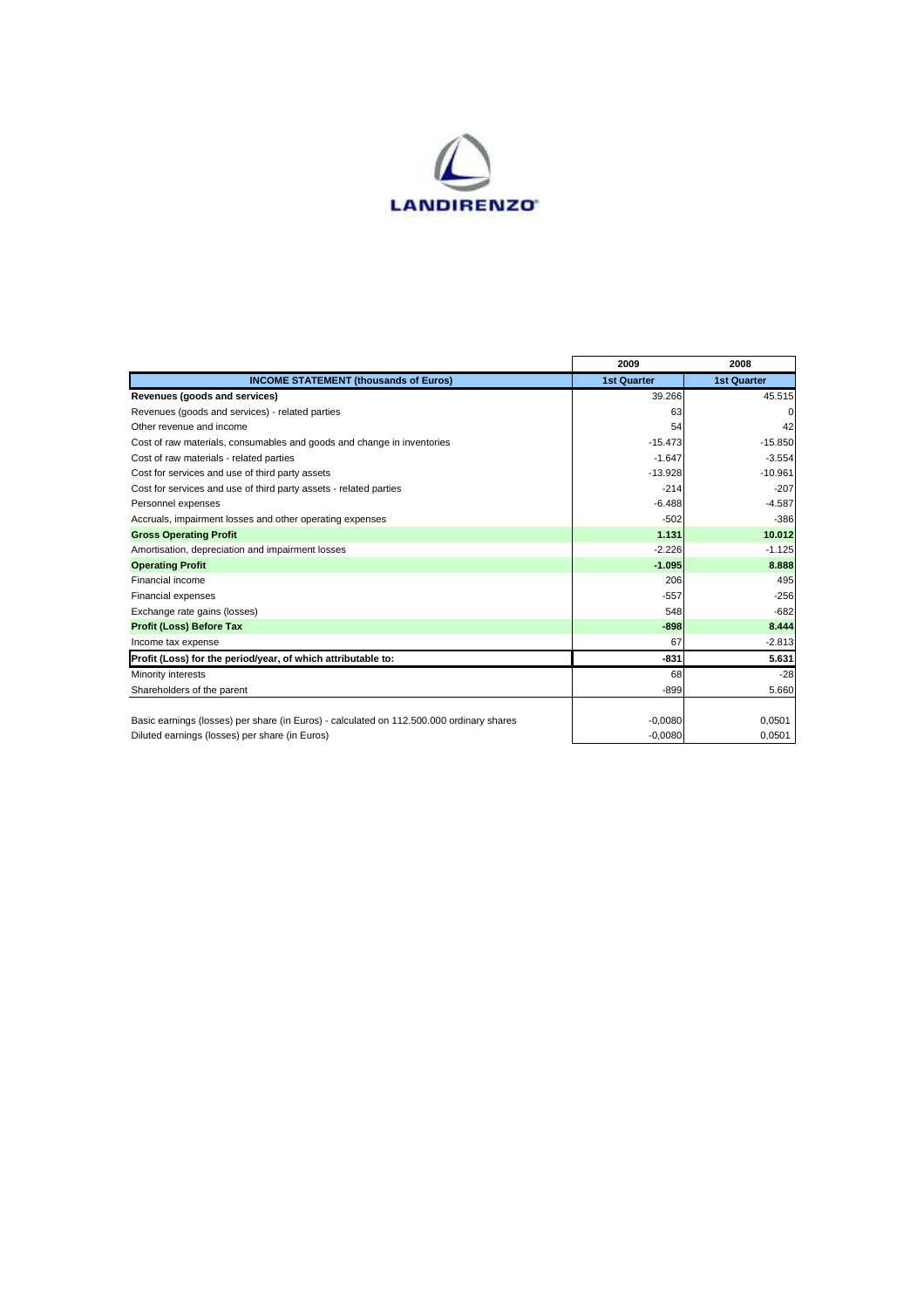LANDIRENZO

| INCOME STATEMENT (thousands of Euros) | 2009<br>1st Quarter | 2008<br>1st Quarter |
|---|---|---|
| **Revenues (goods and services)** | 39.266 | 45.515 |
| Revenues (goods and services) - related parties | 63 | 0 |
| Other revenue and income | 54 | 42 |
| Cost of raw materials, consumables and goods and change in inventories | -15.473 | -15.850 |
| Cost of raw materials - related parties | -1.647 | -3.554 |
| Cost for services and use of third party assets | -13.928 | -10.961 |
| Cost for services and use of third party assets - related parties | -214 | -207 |
| Personnel expenses | -6.488 | -4.587 |
| Accruals, impairment losses and other operating expenses | -502 | -386 |
| **Gross Operating Profit** | **1.131** | **10.012** |
| Amortisation, depreciation and impairment losses | -2.226 | -1.125 |
| **Operating Profit** | **-1.095** | **8.888** |
| Financial income | 206 | 495 |
| Financial expenses | -557 | -256 |
| Exchange rate gains (losses) | 548 | -682 |
| **Profit (Loss) Before Tax** | **-898** | **8.444** |
| Income tax expense | 67 | -2.813 |
| **Profit (Loss) for the period/year, of which attributable to:** | **-831** | **5.631** |
| Minority interests | 68 | -28 |
| Shareholders of the parent | -899 | 5.660 |
| | | |
| Basic earnings (losses) per share (in Euros) - calculated on 112.500.000 ordinary shares | -0,0080 | 0,0501 |
| Diluted earnings (losses) per share (in Euros) | -0,0080 | 0,0501 |